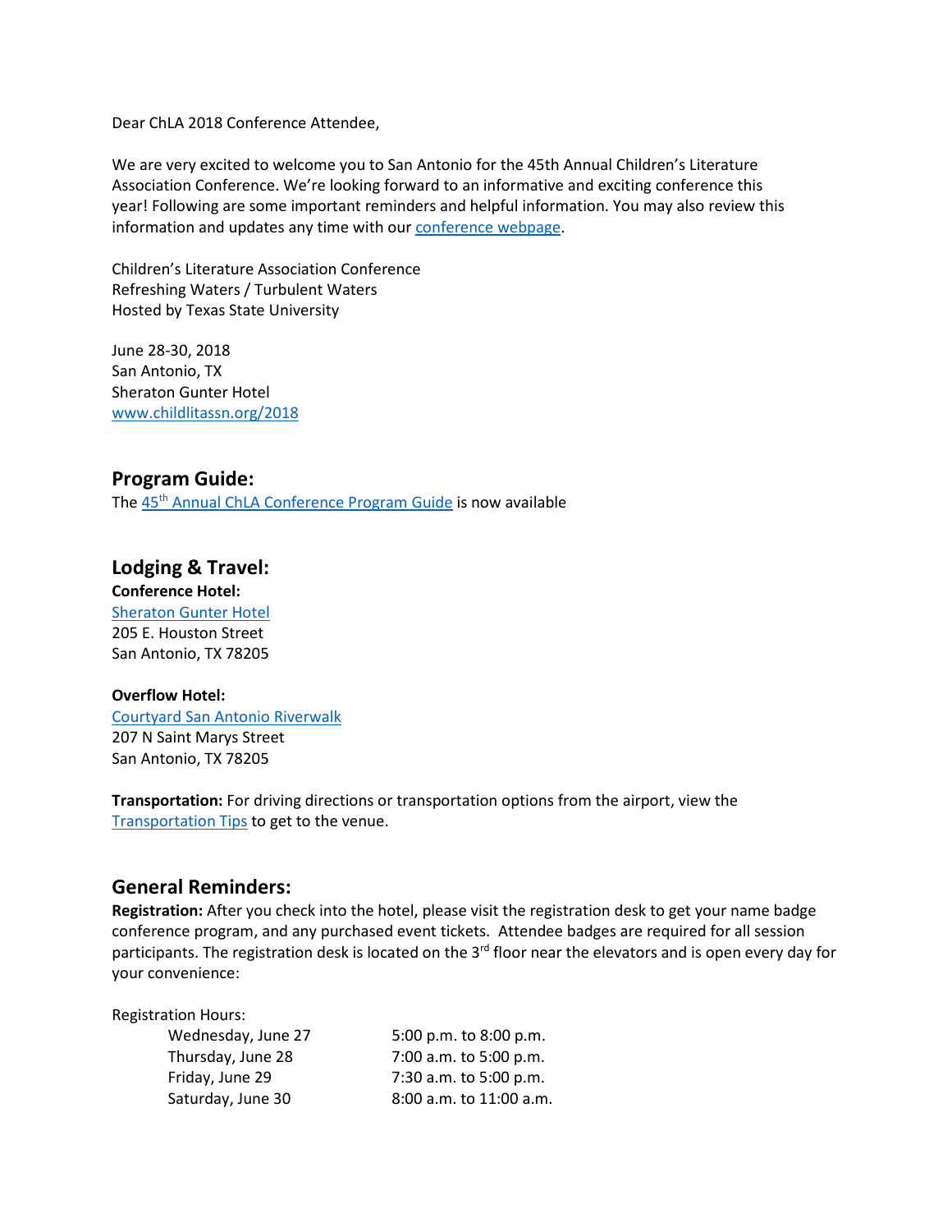Dear ChLA 2018 Conference Attendee,

We are very excited to welcome you to San Antonio for the 45th Annual Children's Literature Association Conference. We're looking forward to an informative and exciting conference this year! Following are some important reminders and helpful information. You may also review this information and updates any time with our conference webpage.

Children's Literature Association Conference
Refreshing Waters / Turbulent Waters
Hosted by Texas State University

June 28-30, 2018
San Antonio, TX
Sheraton Gunter Hotel
www.childlitassn.org/2018

## Program Guide:

The 45th Annual ChLA Conference Program Guide is now available

## Lodging & Travel:

**Conference Hotel:**
Sheraton Gunter Hotel
205 E. Houston Street
San Antonio, TX 78205

**Overflow Hotel:**
Courtyard San Antonio Riverwalk
207 N Saint Marys Street
San Antonio, TX 78205

**Transportation:** For driving directions or transportation options from the airport, view the Transportation Tips to get to the venue.

## General Reminders:

**Registration:** After you check into the hotel, please visit the registration desk to get your name badge conference program, and any purchased event tickets. Attendee badges are required for all session participants. The registration desk is located on the 3rd floor near the elevators and is open every day for your convenience:

Registration Hours:

| | |
|---|---|
| Wednesday, June 27 | 5:00 p.m. to 8:00 p.m. |
| Thursday, June 28 | 7:00 a.m. to 5:00 p.m. |
| Friday, June 29 | 7:30 a.m. to 5:00 p.m. |
| Saturday, June 30 | 8:00 a.m. to 11:00 a.m. |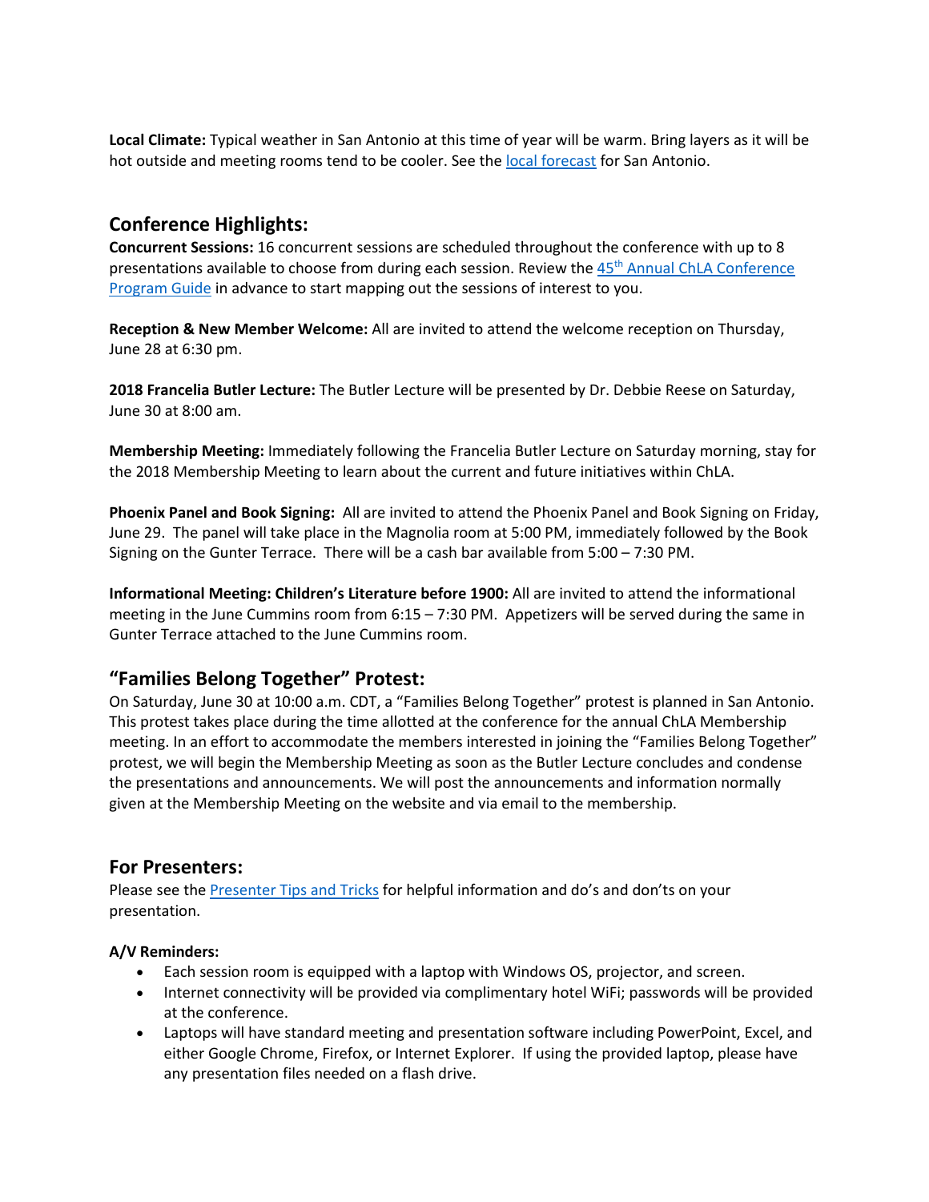**Local Climate:** Typical weather in San Antonio at this time of year will be warm. Bring layers as it will be hot outside and meeting rooms tend to be cooler. See the local forecast for San Antonio.

## Conference Highlights:

**Concurrent Sessions:** 16 concurrent sessions are scheduled throughout the conference with up to 8 presentations available to choose from during each session. Review the 45th Annual ChLA Conference Program Guide in advance to start mapping out the sessions of interest to you.

**Reception & New Member Welcome:** All are invited to attend the welcome reception on Thursday, June 28 at 6:30 pm.

**2018 Francelia Butler Lecture:** The Butler Lecture will be presented by Dr. Debbie Reese on Saturday, June 30 at 8:00 am.

**Membership Meeting:** Immediately following the Francelia Butler Lecture on Saturday morning, stay for the 2018 Membership Meeting to learn about the current and future initiatives within ChLA.

**Phoenix Panel and Book Signing:** All are invited to attend the Phoenix Panel and Book Signing on Friday, June 29. The panel will take place in the Magnolia room at 5:00 PM, immediately followed by the Book Signing on the Gunter Terrace. There will be a cash bar available from 5:00 – 7:30 PM.

**Informational Meeting: Children's Literature before 1900:** All are invited to attend the informational meeting in the June Cummins room from 6:15 – 7:30 PM. Appetizers will be served during the same in Gunter Terrace attached to the June Cummins room.

## "Families Belong Together" Protest:

On Saturday, June 30 at 10:00 a.m. CDT, a "Families Belong Together" protest is planned in San Antonio. This protest takes place during the time allotted at the conference for the annual ChLA Membership meeting. In an effort to accommodate the members interested in joining the "Families Belong Together" protest, we will begin the Membership Meeting as soon as the Butler Lecture concludes and condense the presentations and announcements. We will post the announcements and information normally given at the Membership Meeting on the website and via email to the membership.

## For Presenters:

Please see the Presenter Tips and Tricks for helpful information and do's and don'ts on your presentation.

**A/V Reminders:**

- Each session room is equipped with a laptop with Windows OS, projector, and screen.
- Internet connectivity will be provided via complimentary hotel WiFi; passwords will be provided at the conference.
- Laptops will have standard meeting and presentation software including PowerPoint, Excel, and either Google Chrome, Firefox, or Internet Explorer. If using the provided laptop, please have any presentation files needed on a flash drive.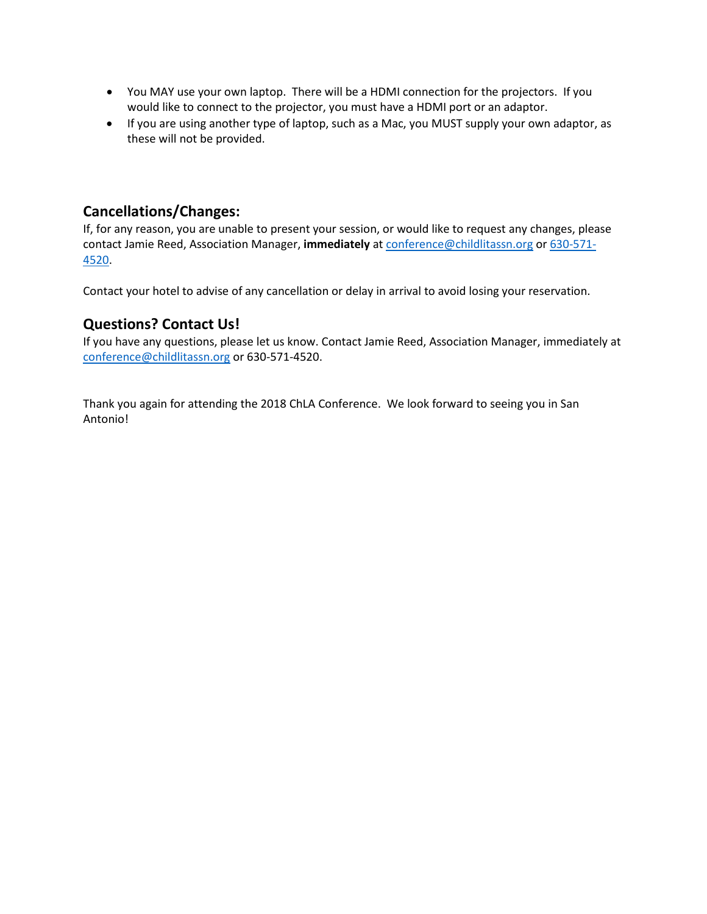- You MAY use your own laptop. There will be a HDMI connection for the projectors. If you would like to connect to the projector, you must have a HDMI port or an adaptor.
- If you are using another type of laptop, such as a Mac, you MUST supply your own adaptor, as these will not be provided.

## Cancellations/Changes:

If, for any reason, you are unable to present your session, or would like to request any changes, please contact Jamie Reed, Association Manager, **immediately** at conference@childlitassn.org or 630-571-4520.

Contact your hotel to advise of any cancellation or delay in arrival to avoid losing your reservation.

## Questions? Contact Us!

If you have any questions, please let us know. Contact Jamie Reed, Association Manager, immediately at conference@childlitassn.org or 630-571-4520.

Thank you again for attending the 2018 ChLA Conference. We look forward to seeing you in San Antonio!